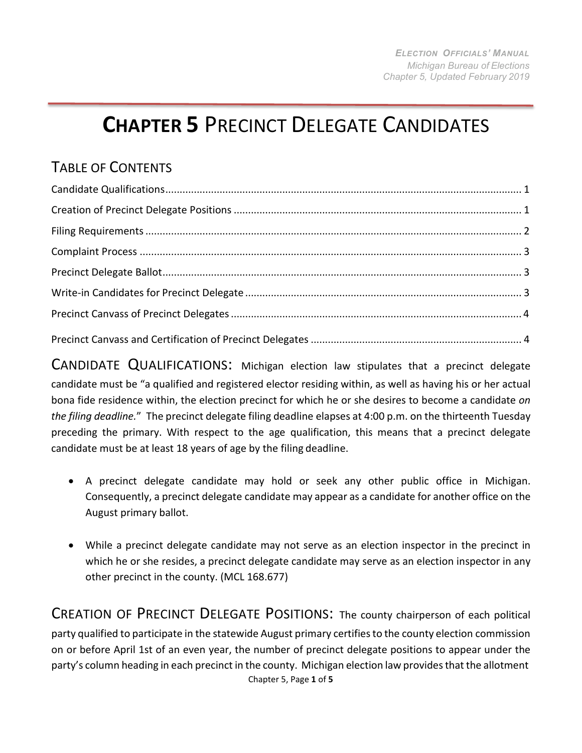# **CHAPTER 5** PRECINCT DELEGATE CANDIDATES

## TABLE OF CONTENTS

Candidate Qualifications ........ 1
Creation of Precinct Delegate Positions ........ 1
Filing Requirements ........ 2
Complaint Process ........ 3
Precinct Delegate Ballot ........ 3
Write-in Candidates for Precinct Delegate ........ 3
Precinct Canvass of Precinct Delegates ........ 4
Precinct Canvass and Certification of Precinct Delegates ........ 4

CANDIDATE QUALIFICATIONS: Michigan election law stipulates that a precinct delegate candidate must be "a qualified and registered elector residing within, as well as having his or her actual bona fide residence within, the election precinct for which he or she desires to become a candidate *on the filing deadline*." The precinct delegate filing deadline elapses at 4:00 p.m. on the thirteenth Tuesday preceding the primary. With respect to the age qualification, this means that a precinct delegate candidate must be at least 18 years of age by the filing deadline.

- A precinct delegate candidate may hold or seek any other public office in Michigan. Consequently, a precinct delegate candidate may appear as a candidate for another office on the August primary ballot.
- While a precinct delegate candidate may not serve as an election inspector in the precinct in which he or she resides, a precinct delegate candidate may serve as an election inspector in any other precinct in the county. (MCL 168.677)

CREATION OF PRECINCT DELEGATE POSITIONS: The county chairperson of each political party qualified to participate in the statewide August primary certifies to the county election commission on or before April 1st of an even year, the number of precinct delegate positions to appear under the party's column heading in each precinct in the county. Michigan election law provides that the allotment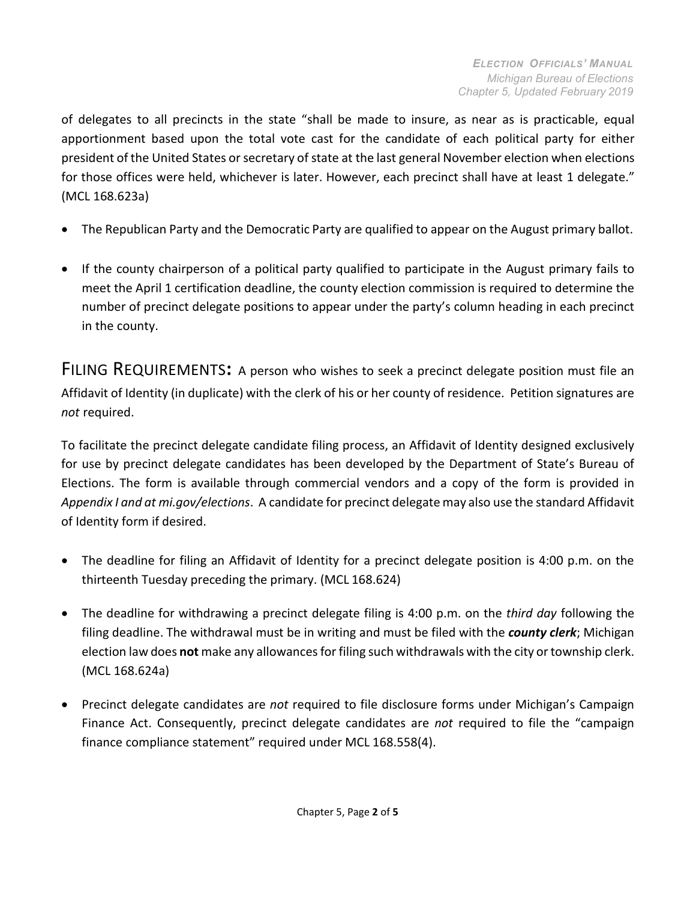of delegates to all precincts in the state "shall be made to insure, as near as is practicable, equal apportionment based upon the total vote cast for the candidate of each political party for either president of the United States or secretary of state at the last general November election when elections for those offices were held, whichever is later. However, each precinct shall have at least 1 delegate." (MCL 168.623a)

- The Republican Party and the Democratic Party are qualified to appear on the August primary ballot.
- If the county chairperson of a political party qualified to participate in the August primary fails to meet the April 1 certification deadline, the county election commission is required to determine the number of precinct delegate positions to appear under the party's column heading in each precinct in the county.

## FILING REQUIREMENTS:

A person who wishes to seek a precinct delegate position must file an Affidavit of Identity (in duplicate) with the clerk of his or her county of residence. Petition signatures are *not* required.

To facilitate the precinct delegate candidate filing process, an Affidavit of Identity designed exclusively for use by precinct delegate candidates has been developed by the Department of State's Bureau of Elections. The form is available through commercial vendors and a copy of the form is provided in *Appendix I and at mi.gov/elections*. A candidate for precinct delegate may also use the standard Affidavit of Identity form if desired.

- The deadline for filing an Affidavit of Identity for a precinct delegate position is 4:00 p.m. on the thirteenth Tuesday preceding the primary. (MCL 168.624)
- The deadline for withdrawing a precinct delegate filing is 4:00 p.m. on the *third day* following the filing deadline. The withdrawal must be in writing and must be filed with the ***county clerk***; Michigan election law does **not** make any allowances for filing such withdrawals with the city or township clerk. (MCL 168.624a)
- Precinct delegate candidates are *not* required to file disclosure forms under Michigan's Campaign Finance Act. Consequently, precinct delegate candidates are *not* required to file the "campaign finance compliance statement" required under MCL 168.558(4).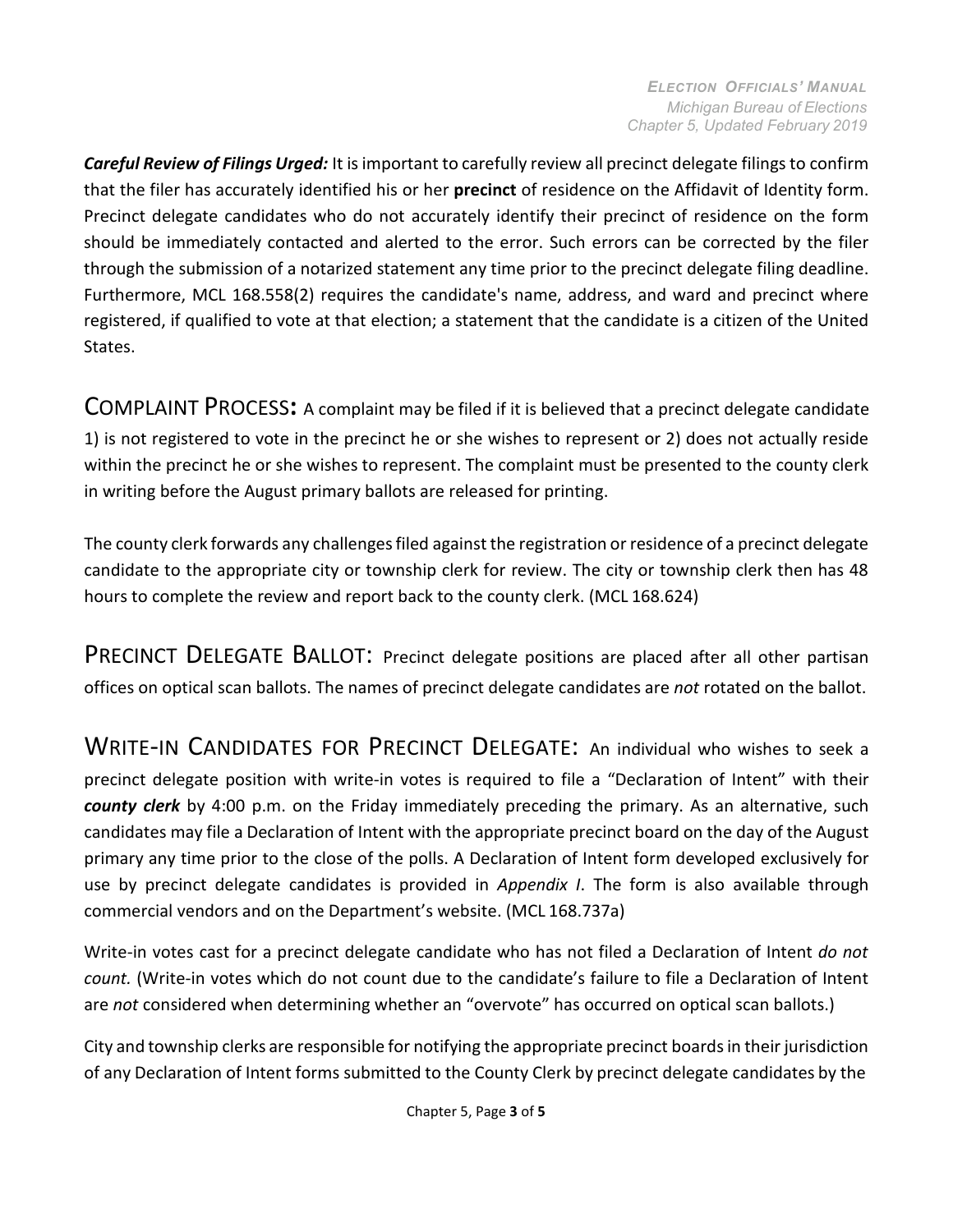***Careful Review of Filings Urged:*** It is important to carefully review all precinct delegate filings to confirm that the filer has accurately identified his or her **precinct** of residence on the Affidavit of Identity form. Precinct delegate candidates who do not accurately identify their precinct of residence on the form should be immediately contacted and alerted to the error. Such errors can be corrected by the filer through the submission of a notarized statement any time prior to the precinct delegate filing deadline. Furthermore, MCL 168.558(2) requires the candidate's name, address, and ward and precinct where registered, if qualified to vote at that election; a statement that the candidate is a citizen of the United States.

## COMPLAINT PROCESS:

A complaint may be filed if it is believed that a precinct delegate candidate 1) is not registered to vote in the precinct he or she wishes to represent or 2) does not actually reside within the precinct he or she wishes to represent. The complaint must be presented to the county clerk in writing before the August primary ballots are released for printing.

The county clerk forwards any challenges filed against the registration or residence of a precinct delegate candidate to the appropriate city or township clerk for review. The city or township clerk then has 48 hours to complete the review and report back to the county clerk. (MCL 168.624)

## PRECINCT DELEGATE BALLOT:

Precinct delegate positions are placed after all other partisan offices on optical scan ballots. The names of precinct delegate candidates are *not* rotated on the ballot.

## WRITE-IN CANDIDATES FOR PRECINCT DELEGATE:

An individual who wishes to seek a precinct delegate position with write-in votes is required to file a "Declaration of Intent" with their ***county clerk*** by 4:00 p.m. on the Friday immediately preceding the primary. As an alternative, such candidates may file a Declaration of Intent with the appropriate precinct board on the day of the August primary any time prior to the close of the polls. A Declaration of Intent form developed exclusively for use by precinct delegate candidates is provided in *Appendix I*. The form is also available through commercial vendors and on the Department's website. (MCL 168.737a)

Write-in votes cast for a precinct delegate candidate who has not filed a Declaration of Intent *do not count.* (Write-in votes which do not count due to the candidate's failure to file a Declaration of Intent are *not* considered when determining whether an "overvote" has occurred on optical scan ballots.)

City and township clerks are responsible for notifying the appropriate precinct boards in their jurisdiction of any Declaration of Intent forms submitted to the County Clerk by precinct delegate candidates by the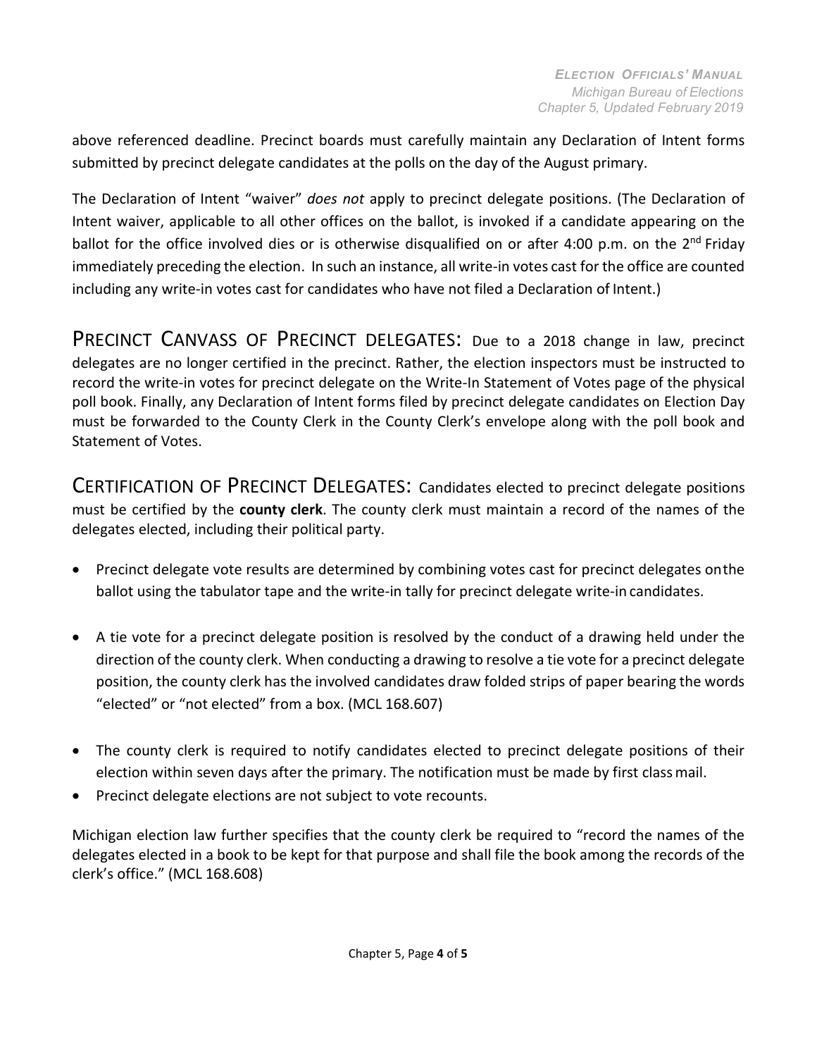above referenced deadline. Precinct boards must carefully maintain any Declaration of Intent forms submitted by precinct delegate candidates at the polls on the day of the August primary.

The Declaration of Intent "waiver" *does not* apply to precinct delegate positions. (The Declaration of Intent waiver, applicable to all other offices on the ballot, is invoked if a candidate appearing on the ballot for the office involved dies or is otherwise disqualified on or after 4:00 p.m. on the 2nd Friday immediately preceding the election. In such an instance, all write-in votes cast for the office are counted including any write-in votes cast for candidates who have not filed a Declaration of Intent.)

## PRECINCT CANVASS OF PRECINCT DELEGATES:

Due to a 2018 change in law, precinct delegates are no longer certified in the precinct. Rather, the election inspectors must be instructed to record the write-in votes for precinct delegate on the Write-In Statement of Votes page of the physical poll book. Finally, any Declaration of Intent forms filed by precinct delegate candidates on Election Day must be forwarded to the County Clerk in the County Clerk's envelope along with the poll book and Statement of Votes.

## CERTIFICATION OF PRECINCT DELEGATES:

Candidates elected to precinct delegate positions must be certified by the **county clerk**. The county clerk must maintain a record of the names of the delegates elected, including their political party.

- Precinct delegate vote results are determined by combining votes cast for precinct delegates on the ballot using the tabulator tape and the write-in tally for precinct delegate write-in candidates.
- A tie vote for a precinct delegate position is resolved by the conduct of a drawing held under the direction of the county clerk. When conducting a drawing to resolve a tie vote for a precinct delegate position, the county clerk has the involved candidates draw folded strips of paper bearing the words "elected" or "not elected" from a box. (MCL 168.607)
- The county clerk is required to notify candidates elected to precinct delegate positions of their election within seven days after the primary. The notification must be made by first class mail.
- Precinct delegate elections are not subject to vote recounts.

Michigan election law further specifies that the county clerk be required to "record the names of the delegates elected in a book to be kept for that purpose and shall file the book among the records of the clerk's office." (MCL 168.608)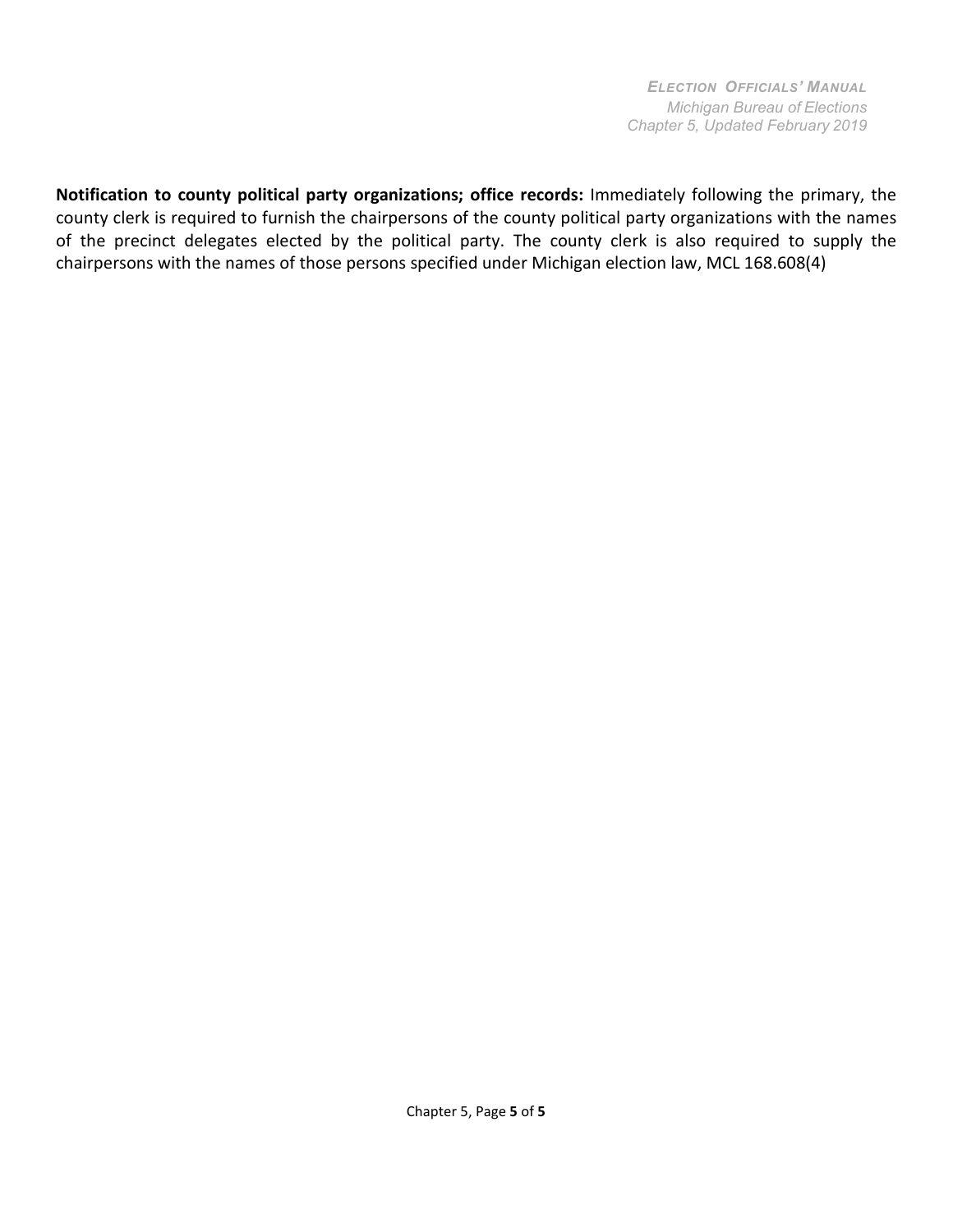**Notification to county political party organizations; office records:** Immediately following the primary, the county clerk is required to furnish the chairpersons of the county political party organizations with the names of the precinct delegates elected by the political party. The county clerk is also required to supply the chairpersons with the names of those persons specified under Michigan election law, MCL 168.608(4)